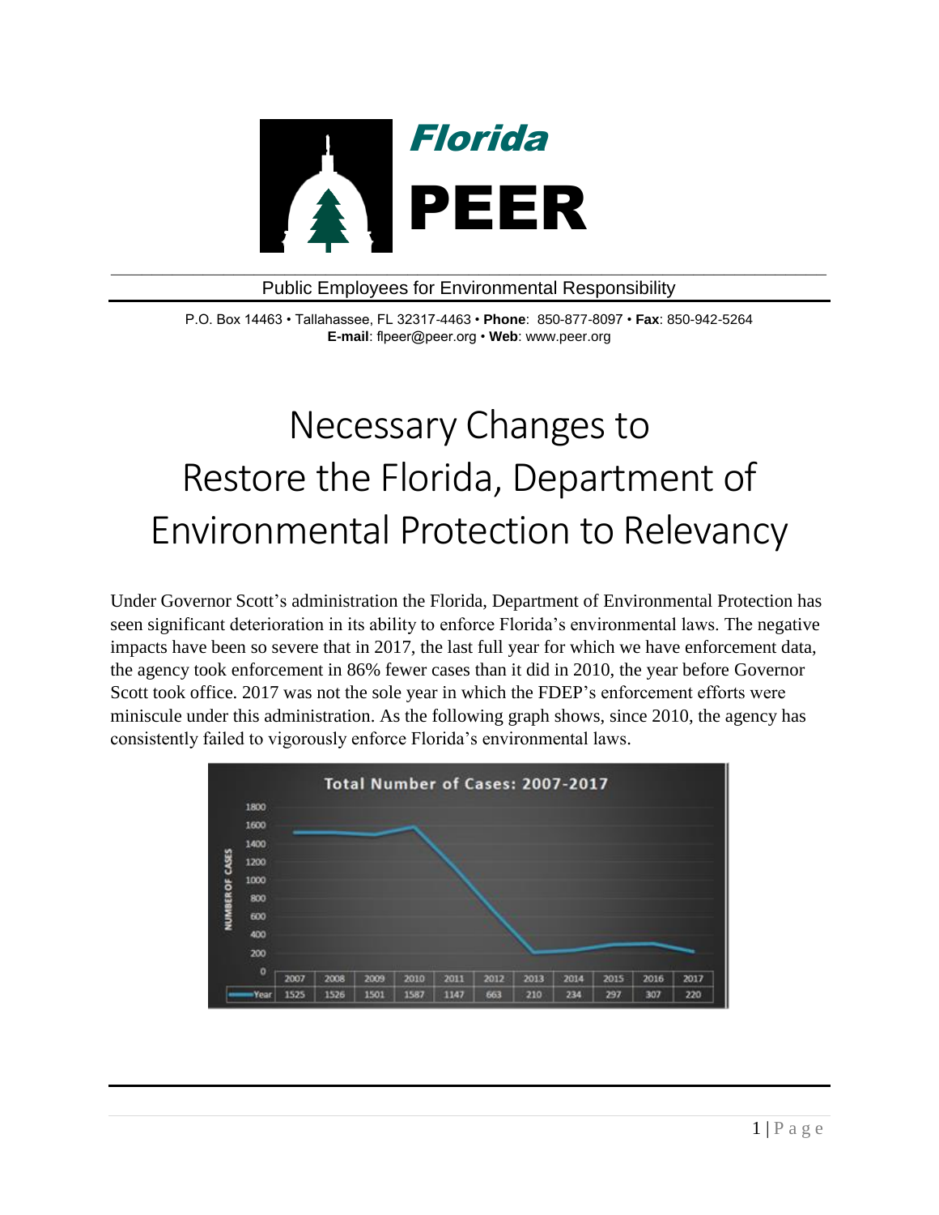**Florida PEER**

Public Employees for Environmental Responsibility

P.O. Box 14463 • Tallahassee, FL 32317-4463 • **Phone**: 850-877-8097 • **Fax**: 850-942-5264
**E-mail**: flpeer@peer.org • **Web**: www.peer.org

# Necessary Changes to Restore the Florida, Department of Environmental Protection to Relevancy

Under Governor Scott's administration the Florida, Department of Environmental Protection has seen significant deterioration in its ability to enforce Florida's environmental laws. The negative impacts have been so severe that in 2017, the last full year for which we have enforcement data, the agency took enforcement in 86% fewer cases than it did in 2010, the year before Governor Scott took office. 2017 was not the sole year in which the FDEP's enforcement efforts were miniscule under this administration. As the following graph shows, since 2010, the agency has consistently failed to vigorously enforce Florida's environmental laws.

**Total Number of Cases: 2007-2017**

| | 2007 | 2008 | 2009 | 2010 | 2011 | 2012 | 2013 | 2014 | 2015 | 2016 | 2017 |
|---|---|---|---|---|---|---|---|---|---|---|---|
| Year | 1525 | 1526 | 1501 | 1587 | 1147 | 663 | 210 | 234 | 297 | 307 | 220 |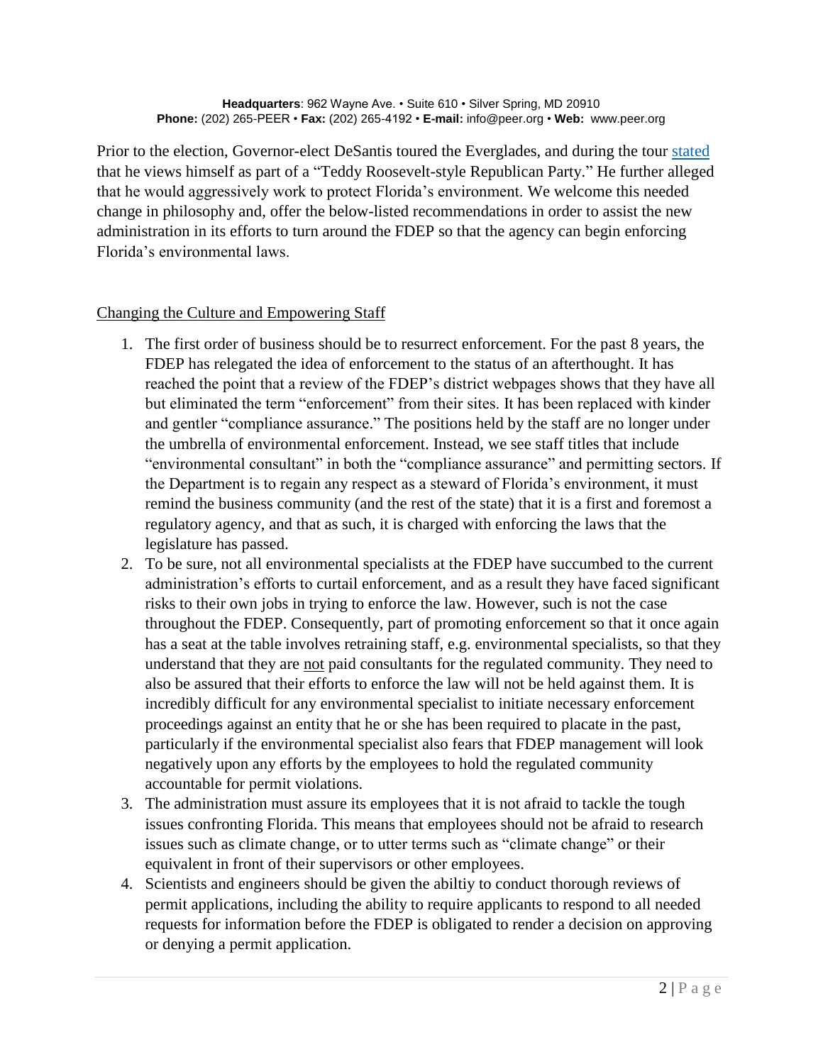Prior to the election, Governor-elect DeSantis toured the Everglades, and during the tour stated that he views himself as part of a "Teddy Roosevelt-style Republican Party." He further alleged that he would aggressively work to protect Florida's environment. We welcome this needed change in philosophy and, offer the below-listed recommendations in order to assist the new administration in its efforts to turn around the FDEP so that the agency can begin enforcing Florida's environmental laws.

## Changing the Culture and Empowering Staff

1. The first order of business should be to resurrect enforcement. For the past 8 years, the FDEP has relegated the idea of enforcement to the status of an afterthought. It has reached the point that a review of the FDEP's district webpages shows that they have all but eliminated the term "enforcement" from their sites. It has been replaced with kinder and gentler "compliance assurance." The positions held by the staff are no longer under the umbrella of environmental enforcement. Instead, we see staff titles that include "environmental consultant" in both the "compliance assurance" and permitting sectors. If the Department is to regain any respect as a steward of Florida's environment, it must remind the business community (and the rest of the state) that it is a first and foremost a regulatory agency, and that as such, it is charged with enforcing the laws that the legislature has passed.
2. To be sure, not all environmental specialists at the FDEP have succumbed to the current administration's efforts to curtail enforcement, and as a result they have faced significant risks to their own jobs in trying to enforce the law. However, such is not the case throughout the FDEP. Consequently, part of promoting enforcement so that it once again has a seat at the table involves retraining staff, e.g. environmental specialists, so that they understand that they are not paid consultants for the regulated community. They need to also be assured that their efforts to enforce the law will not be held against them. It is incredibly difficult for any environmental specialist to initiate necessary enforcement proceedings against an entity that he or she has been required to placate in the past, particularly if the environmental specialist also fears that FDEP management will look negatively upon any efforts by the employees to hold the regulated community accountable for permit violations.
3. The administration must assure its employees that it is not afraid to tackle the tough issues confronting Florida. This means that employees should not be afraid to research issues such as climate change, or to utter terms such as "climate change" or their equivalent in front of their supervisors or other employees.
4. Scientists and engineers should be given the abiltiy to conduct thorough reviews of permit applications, including the ability to require applicants to respond to all needed requests for information before the FDEP is obligated to render a decision on approving or denying a permit application.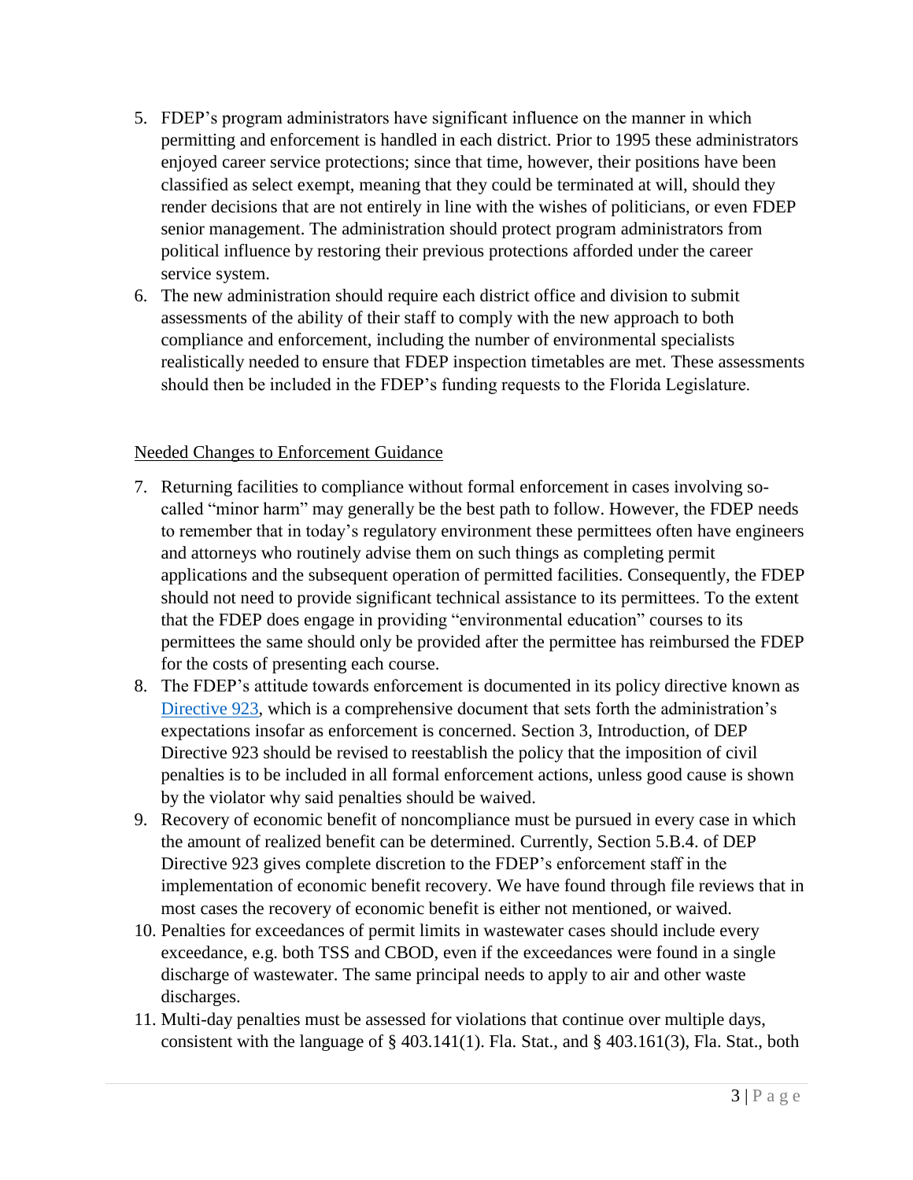5. FDEP's program administrators have significant influence on the manner in which permitting and enforcement is handled in each district. Prior to 1995 these administrators enjoyed career service protections; since that time, however, their positions have been classified as select exempt, meaning that they could be terminated at will, should they render decisions that are not entirely in line with the wishes of politicians, or even FDEP senior management. The administration should protect program administrators from political influence by restoring their previous protections afforded under the career service system.
6. The new administration should require each district office and division to submit assessments of the ability of their staff to comply with the new approach to both compliance and enforcement, including the number of environmental specialists realistically needed to ensure that FDEP inspection timetables are met. These assessments should then be included in the FDEP's funding requests to the Florida Legislature.

<u>Needed Changes to Enforcement Guidance</u>

7. Returning facilities to compliance without formal enforcement in cases involving so-called "minor harm" may generally be the best path to follow. However, the FDEP needs to remember that in today's regulatory environment these permittees often have engineers and attorneys who routinely advise them on such things as completing permit applications and the subsequent operation of permitted facilities. Consequently, the FDEP should not need to provide significant technical assistance to its permittees. To the extent that the FDEP does engage in providing "environmental education" courses to its permittees the same should only be provided after the permittee has reimbursed the FDEP for the costs of presenting each course.
8. The FDEP's attitude towards enforcement is documented in its policy directive known as Directive 923, which is a comprehensive document that sets forth the administration's expectations insofar as enforcement is concerned. Section 3, Introduction, of DEP Directive 923 should be revised to reestablish the policy that the imposition of civil penalties is to be included in all formal enforcement actions, unless good cause is shown by the violator why said penalties should be waived.
9. Recovery of economic benefit of noncompliance must be pursued in every case in which the amount of realized benefit can be determined. Currently, Section 5.B.4. of DEP Directive 923 gives complete discretion to the FDEP's enforcement staff in the implementation of economic benefit recovery. We have found through file reviews that in most cases the recovery of economic benefit is either not mentioned, or waived.
10. Penalties for exceedances of permit limits in wastewater cases should include every exceedance, e.g. both TSS and CBOD, even if the exceedances were found in a single discharge of wastewater. The same principal needs to apply to air and other waste discharges.
11. Multi-day penalties must be assessed for violations that continue over multiple days, consistent with the language of § 403.141(1). Fla. Stat., and § 403.161(3), Fla. Stat., both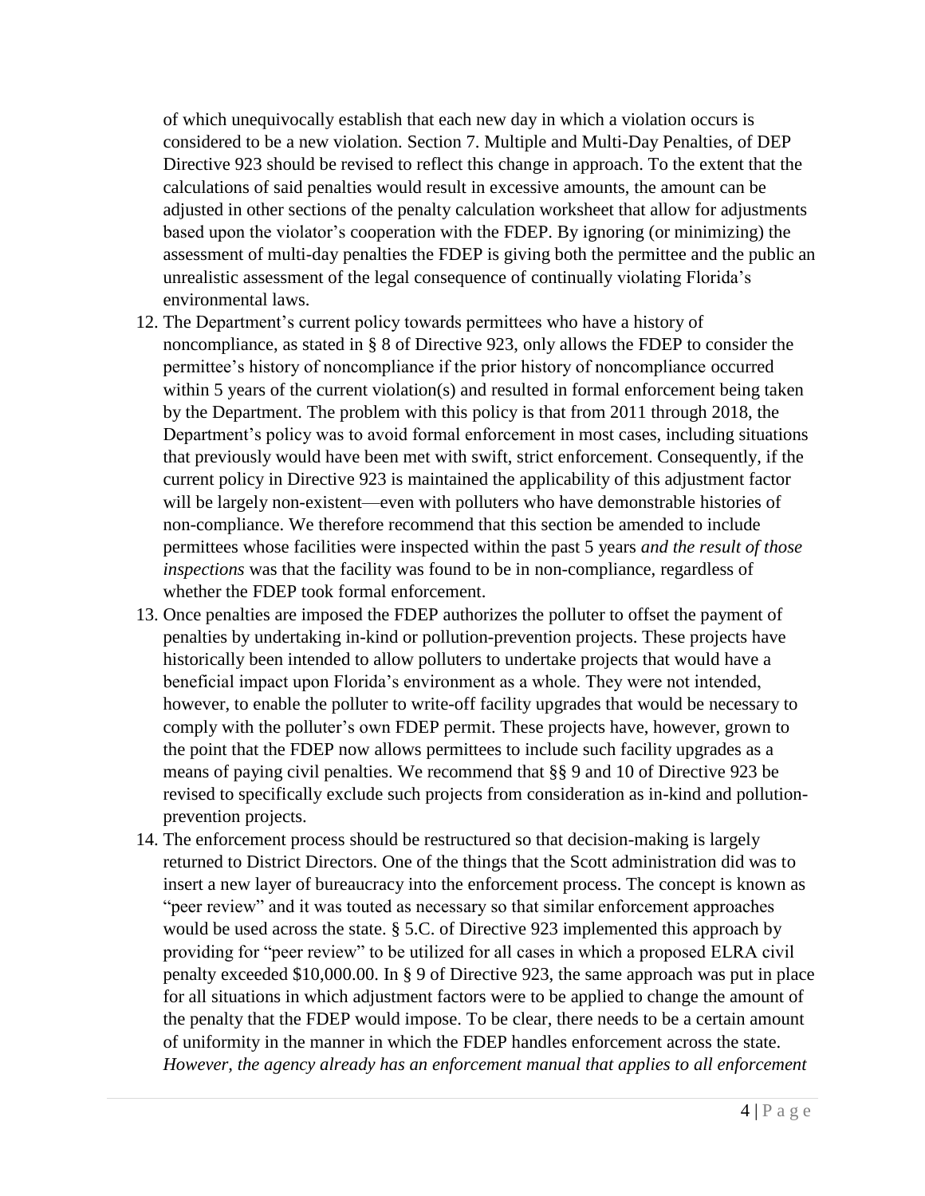of which unequivocally establish that each new day in which a violation occurs is considered to be a new violation. Section 7. Multiple and Multi-Day Penalties, of DEP Directive 923 should be revised to reflect this change in approach. To the extent that the calculations of said penalties would result in excessive amounts, the amount can be adjusted in other sections of the penalty calculation worksheet that allow for adjustments based upon the violator's cooperation with the FDEP. By ignoring (or minimizing) the assessment of multi-day penalties the FDEP is giving both the permittee and the public an unrealistic assessment of the legal consequence of continually violating Florida's environmental laws.

12. The Department's current policy towards permittees who have a history of noncompliance, as stated in § 8 of Directive 923, only allows the FDEP to consider the permittee's history of noncompliance if the prior history of noncompliance occurred within 5 years of the current violation(s) and resulted in formal enforcement being taken by the Department. The problem with this policy is that from 2011 through 2018, the Department's policy was to avoid formal enforcement in most cases, including situations that previously would have been met with swift, strict enforcement. Consequently, if the current policy in Directive 923 is maintained the applicability of this adjustment factor will be largely non-existent—even with polluters who have demonstrable histories of non-compliance. We therefore recommend that this section be amended to include permittees whose facilities were inspected within the past 5 years *and the result of those inspections* was that the facility was found to be in non-compliance, regardless of whether the FDEP took formal enforcement.
13. Once penalties are imposed the FDEP authorizes the polluter to offset the payment of penalties by undertaking in-kind or pollution-prevention projects. These projects have historically been intended to allow polluters to undertake projects that would have a beneficial impact upon Florida's environment as a whole. They were not intended, however, to enable the polluter to write-off facility upgrades that would be necessary to comply with the polluter's own FDEP permit. These projects have, however, grown to the point that the FDEP now allows permittees to include such facility upgrades as a means of paying civil penalties. We recommend that §§ 9 and 10 of Directive 923 be revised to specifically exclude such projects from consideration as in-kind and pollution-prevention projects.
14. The enforcement process should be restructured so that decision-making is largely returned to District Directors. One of the things that the Scott administration did was to insert a new layer of bureaucracy into the enforcement process. The concept is known as "peer review" and it was touted as necessary so that similar enforcement approaches would be used across the state. § 5.C. of Directive 923 implemented this approach by providing for "peer review" to be utilized for all cases in which a proposed ELRA civil penalty exceeded \$10,000.00. In § 9 of Directive 923, the same approach was put in place for all situations in which adjustment factors were to be applied to change the amount of the penalty that the FDEP would impose. To be clear, there needs to be a certain amount of uniformity in the manner in which the FDEP handles enforcement across the state. *However, the agency already has an enforcement manual that applies to all enforcement*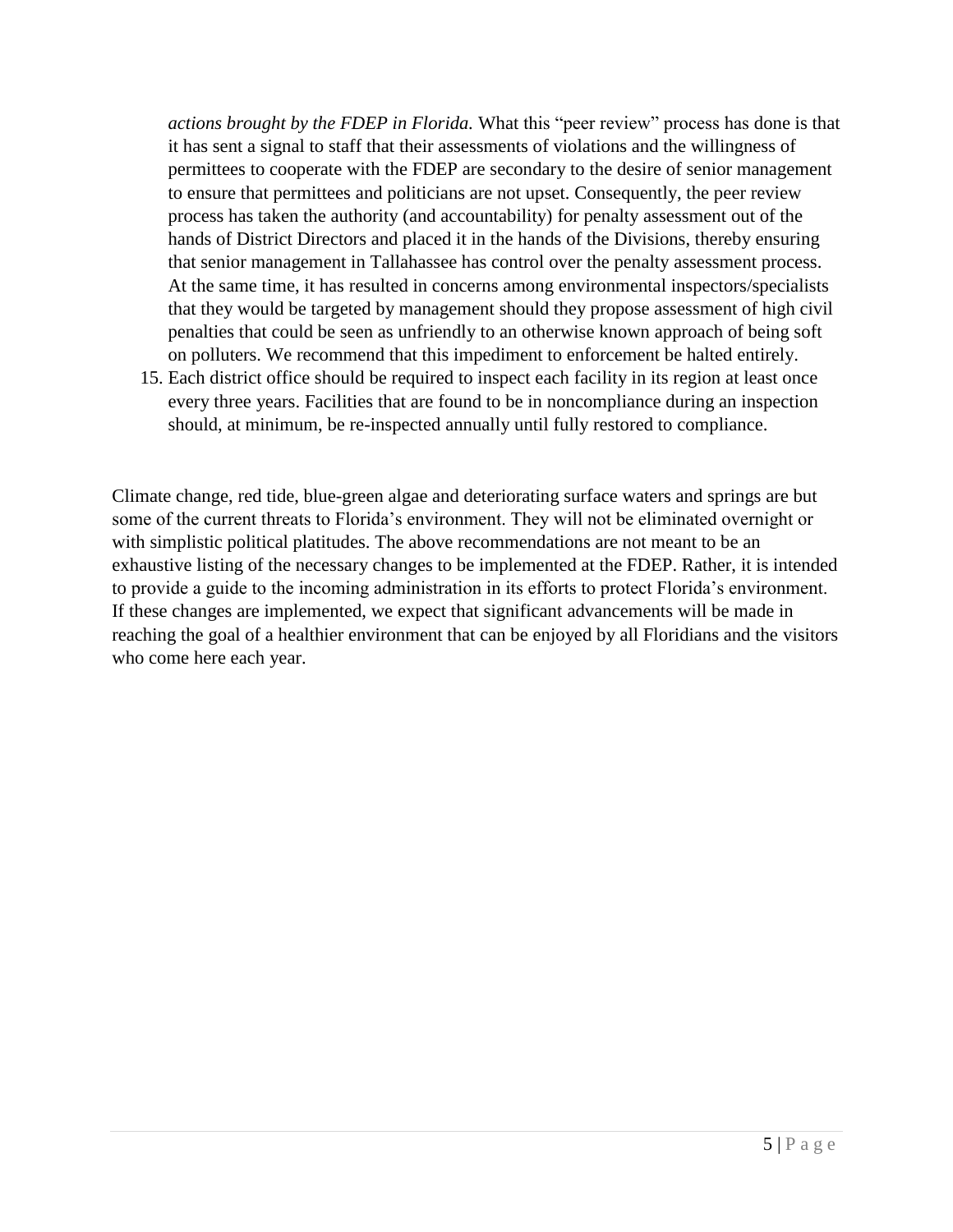*actions brought by the FDEP in Florida.* What this "peer review" process has done is that it has sent a signal to staff that their assessments of violations and the willingness of permittees to cooperate with the FDEP are secondary to the desire of senior management to ensure that permittees and politicians are not upset. Consequently, the peer review process has taken the authority (and accountability) for penalty assessment out of the hands of District Directors and placed it in the hands of the Divisions, thereby ensuring that senior management in Tallahassee has control over the penalty assessment process. At the same time, it has resulted in concerns among environmental inspectors/specialists that they would be targeted by management should they propose assessment of high civil penalties that could be seen as unfriendly to an otherwise known approach of being soft on polluters. We recommend that this impediment to enforcement be halted entirely.

15. Each district office should be required to inspect each facility in its region at least once every three years. Facilities that are found to be in noncompliance during an inspection should, at minimum, be re-inspected annually until fully restored to compliance.

Climate change, red tide, blue-green algae and deteriorating surface waters and springs are but some of the current threats to Florida's environment. They will not be eliminated overnight or with simplistic political platitudes. The above recommendations are not meant to be an exhaustive listing of the necessary changes to be implemented at the FDEP. Rather, it is intended to provide a guide to the incoming administration in its efforts to protect Florida's environment. If these changes are implemented, we expect that significant advancements will be made in reaching the goal of a healthier environment that can be enjoyed by all Floridians and the visitors who come here each year.